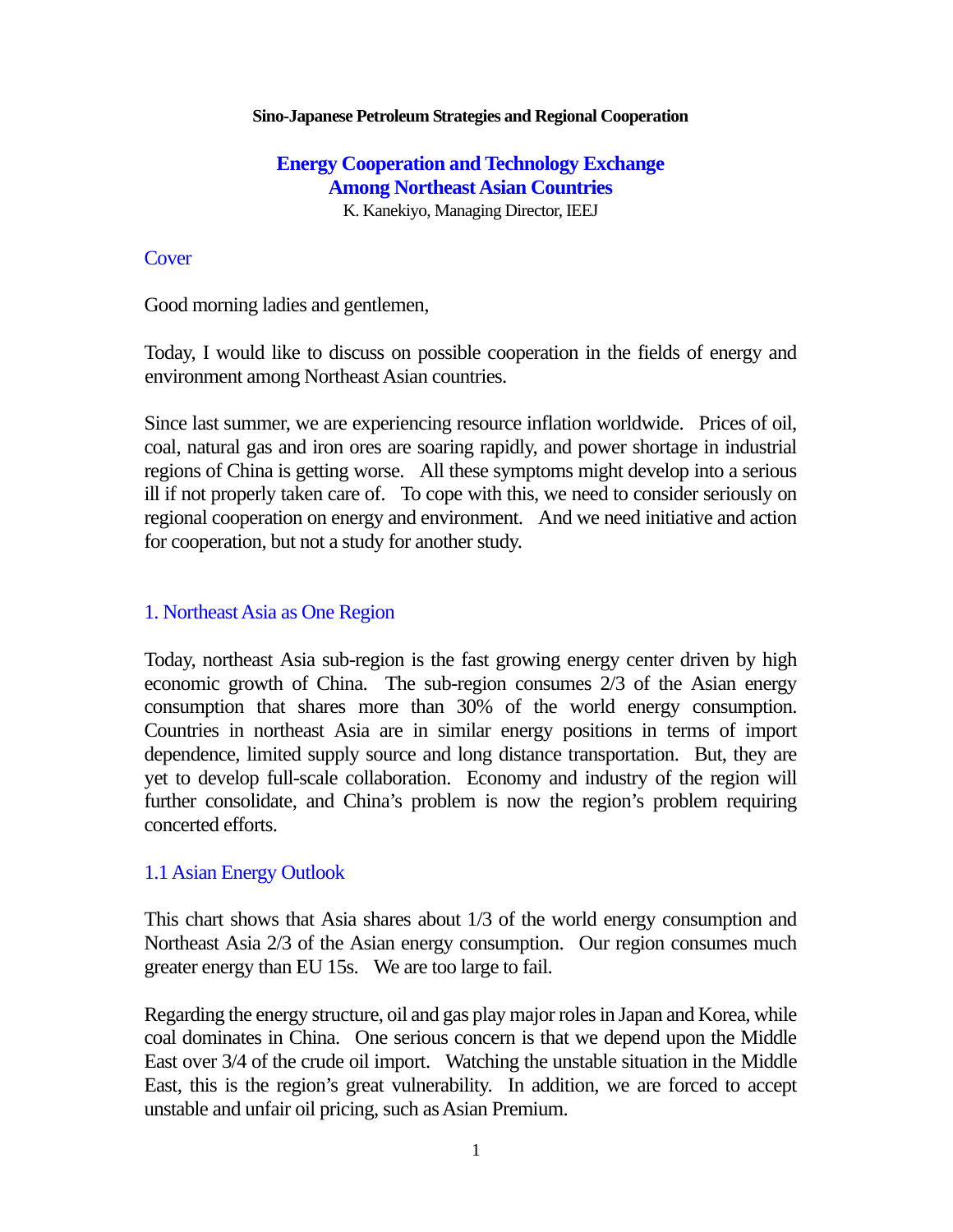**Sino-Japanese Petroleum Strategies and Regional Cooperation**

# Energy Cooperation and Technology Exchange Among Northeast Asian Countries

K. Kanekiyo, Managing Director, IEEJ

## Cover

Good morning ladies and gentlemen,

Today, I would like to discuss on possible cooperation in the fields of energy and environment among Northeast Asian countries.

Since last summer, we are experiencing resource inflation worldwide. Prices of oil, coal, natural gas and iron ores are soaring rapidly, and power shortage in industrial regions of China is getting worse. All these symptoms might develop into a serious ill if not properly taken care of. To cope with this, we need to consider seriously on regional cooperation on energy and environment. And we need initiative and action for cooperation, but not a study for another study.

## 1. Northeast Asia as One Region

Today, northeast Asia sub-region is the fast growing energy center driven by high economic growth of China. The sub-region consumes 2/3 of the Asian energy consumption that shares more than 30% of the world energy consumption. Countries in northeast Asia are in similar energy positions in terms of import dependence, limited supply source and long distance transportation. But, they are yet to develop full-scale collaboration. Economy and industry of the region will further consolidate, and China's problem is now the region's problem requiring concerted efforts.

### 1.1 Asian Energy Outlook

This chart shows that Asia shares about 1/3 of the world energy consumption and Northeast Asia 2/3 of the Asian energy consumption. Our region consumes much greater energy than EU 15s. We are too large to fail.

Regarding the energy structure, oil and gas play major roles in Japan and Korea, while coal dominates in China. One serious concern is that we depend upon the Middle East over 3/4 of the crude oil import. Watching the unstable situation in the Middle East, this is the region's great vulnerability. In addition, we are forced to accept unstable and unfair oil pricing, such as Asian Premium.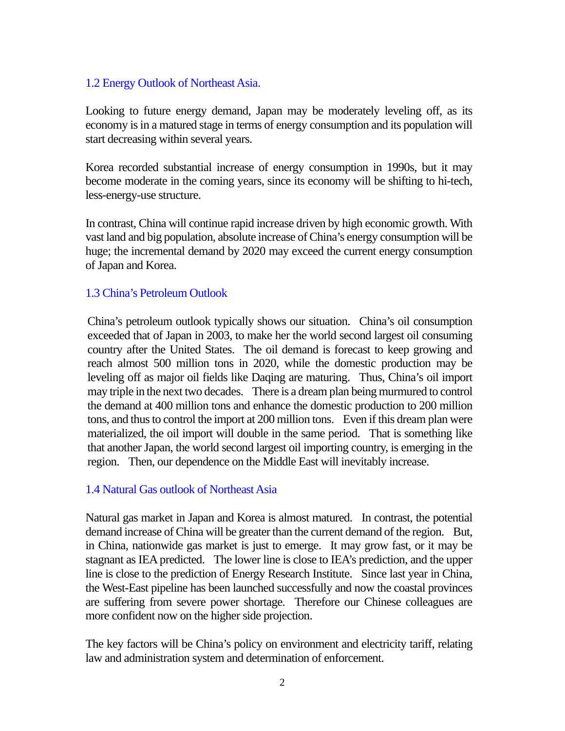### 1.2 Energy Outlook of Northeast Asia.

Looking to future energy demand, Japan may be moderately leveling off, as its economy is in a matured stage in terms of energy consumption and its population will start decreasing within several years.

Korea recorded substantial increase of energy consumption in 1990s, but it may become moderate in the coming years, since its economy will be shifting to hi-tech, less-energy-use structure.

In contrast, China will continue rapid increase driven by high economic growth. With vast land and big population, absolute increase of China's energy consumption will be huge; the incremental demand by 2020 may exceed the current energy consumption of Japan and Korea.

### 1.3 China's Petroleum Outlook

China's petroleum outlook typically shows our situation. China's oil consumption exceeded that of Japan in 2003, to make her the world second largest oil consuming country after the United States. The oil demand is forecast to keep growing and reach almost 500 million tons in 2020, while the domestic production may be leveling off as major oil fields like Daqing are maturing. Thus, China's oil import may triple in the next two decades. There is a dream plan being murmured to control the demand at 400 million tons and enhance the domestic production to 200 million tons, and thus to control the import at 200 million tons. Even if this dream plan were materialized, the oil import will double in the same period. That is something like that another Japan, the world second largest oil importing country, is emerging in the region. Then, our dependence on the Middle East will inevitably increase.

### 1.4 Natural Gas outlook of Northeast Asia

Natural gas market in Japan and Korea is almost matured. In contrast, the potential demand increase of China will be greater than the current demand of the region. But, in China, nationwide gas market is just to emerge. It may grow fast, or it may be stagnant as IEA predicted. The lower line is close to IEA's prediction, and the upper line is close to the prediction of Energy Research Institute. Since last year in China, the West-East pipeline has been launched successfully and now the coastal provinces are suffering from severe power shortage. Therefore our Chinese colleagues are more confident now on the higher side projection.

The key factors will be China's policy on environment and electricity tariff, relating law and administration system and determination of enforcement.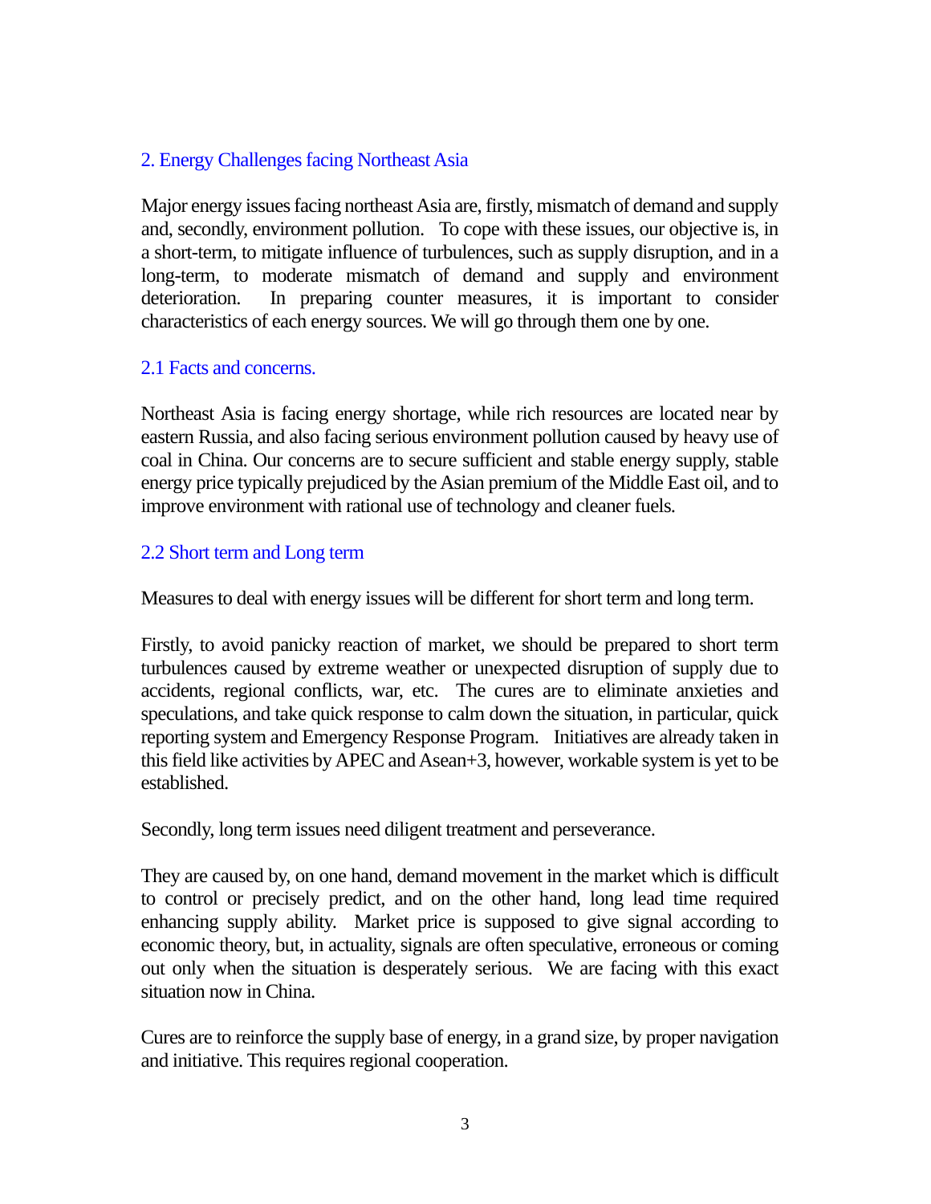## 2. Energy Challenges facing Northeast Asia

Major energy issues facing northeast Asia are, firstly, mismatch of demand and supply and, secondly, environment pollution. To cope with these issues, our objective is, in a short-term, to mitigate influence of turbulences, such as supply disruption, and in a long-term, to moderate mismatch of demand and supply and environment deterioration. In preparing counter measures, it is important to consider characteristics of each energy sources. We will go through them one by one.

### 2.1 Facts and concerns.

Northeast Asia is facing energy shortage, while rich resources are located near by eastern Russia, and also facing serious environment pollution caused by heavy use of coal in China. Our concerns are to secure sufficient and stable energy supply, stable energy price typically prejudiced by the Asian premium of the Middle East oil, and to improve environment with rational use of technology and cleaner fuels.

### 2.2 Short term and Long term

Measures to deal with energy issues will be different for short term and long term.

Firstly, to avoid panicky reaction of market, we should be prepared to short term turbulences caused by extreme weather or unexpected disruption of supply due to accidents, regional conflicts, war, etc. The cures are to eliminate anxieties and speculations, and take quick response to calm down the situation, in particular, quick reporting system and Emergency Response Program. Initiatives are already taken in this field like activities by APEC and Asean+3, however, workable system is yet to be established.

Secondly, long term issues need diligent treatment and perseverance.

They are caused by, on one hand, demand movement in the market which is difficult to control or precisely predict, and on the other hand, long lead time required enhancing supply ability. Market price is supposed to give signal according to economic theory, but, in actuality, signals are often speculative, erroneous or coming out only when the situation is desperately serious. We are facing with this exact situation now in China.

Cures are to reinforce the supply base of energy, in a grand size, by proper navigation and initiative. This requires regional cooperation.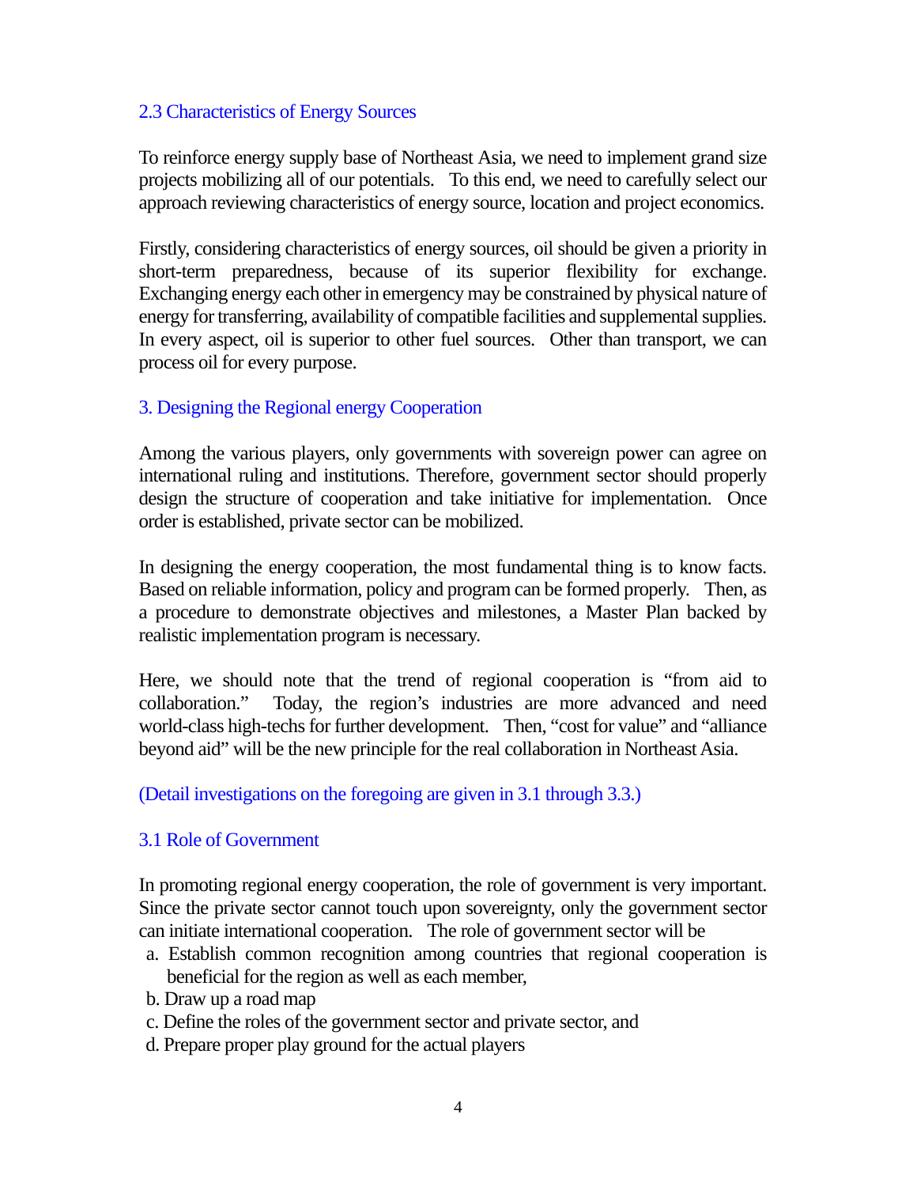### 2.3 Characteristics of Energy Sources

To reinforce energy supply base of Northeast Asia, we need to implement grand size projects mobilizing all of our potentials. To this end, we need to carefully select our approach reviewing characteristics of energy source, location and project economics.

Firstly, considering characteristics of energy sources, oil should be given a priority in short-term preparedness, because of its superior flexibility for exchange. Exchanging energy each other in emergency may be constrained by physical nature of energy for transferring, availability of compatible facilities and supplemental supplies. In every aspect, oil is superior to other fuel sources. Other than transport, we can process oil for every purpose.

## 3. Designing the Regional energy Cooperation

Among the various players, only governments with sovereign power can agree on international ruling and institutions. Therefore, government sector should properly design the structure of cooperation and take initiative for implementation. Once order is established, private sector can be mobilized.

In designing the energy cooperation, the most fundamental thing is to know facts. Based on reliable information, policy and program can be formed properly. Then, as a procedure to demonstrate objectives and milestones, a Master Plan backed by realistic implementation program is necessary.

Here, we should note that the trend of regional cooperation is “from aid to collaboration.” Today, the region’s industries are more advanced and need world-class high-techs for further development. Then, “cost for value” and “alliance beyond aid” will be the new principle for the real collaboration in Northeast Asia.

(Detail investigations on the foregoing are given in 3.1 through 3.3.)

### 3.1 Role of Government

In promoting regional energy cooperation, the role of government is very important. Since the private sector cannot touch upon sovereignty, only the government sector can initiate international cooperation. The role of government sector will be

a. Establish common recognition among countries that regional cooperation is beneficial for the region as well as each member,
b. Draw up a road map
c. Define the roles of the government sector and private sector, and
d. Prepare proper play ground for the actual players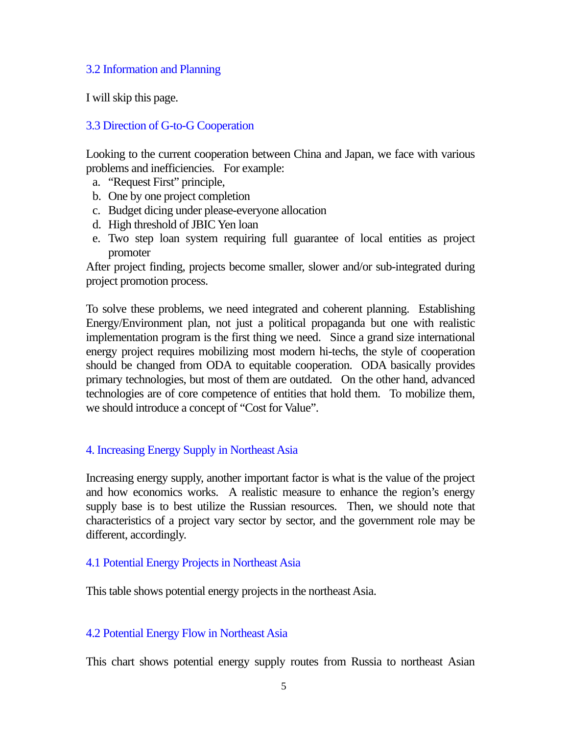### 3.2 Information and Planning

I will skip this page.

### 3.3 Direction of G-to-G Cooperation

Looking to the current cooperation between China and Japan, we face with various problems and inefficiencies. For example:

a. "Request First" principle,
b. One by one project completion
c. Budget dicing under please-everyone allocation
d. High threshold of JBIC Yen loan
e. Two step loan system requiring full guarantee of local entities as project promoter

After project finding, projects become smaller, slower and/or sub-integrated during project promotion process.

To solve these problems, we need integrated and coherent planning. Establishing Energy/Environment plan, not just a political propaganda but one with realistic implementation program is the first thing we need. Since a grand size international energy project requires mobilizing most modern hi-techs, the style of cooperation should be changed from ODA to equitable cooperation. ODA basically provides primary technologies, but most of them are outdated. On the other hand, advanced technologies are of core competence of entities that hold them. To mobilize them, we should introduce a concept of "Cost for Value".

## 4. Increasing Energy Supply in Northeast Asia

Increasing energy supply, another important factor is what is the value of the project and how economics works. A realistic measure to enhance the region's energy supply base is to best utilize the Russian resources. Then, we should note that characteristics of a project vary sector by sector, and the government role may be different, accordingly.

### 4.1 Potential Energy Projects in Northeast Asia

This table shows potential energy projects in the northeast Asia.

### 4.2 Potential Energy Flow in Northeast Asia

This chart shows potential energy supply routes from Russia to northeast Asian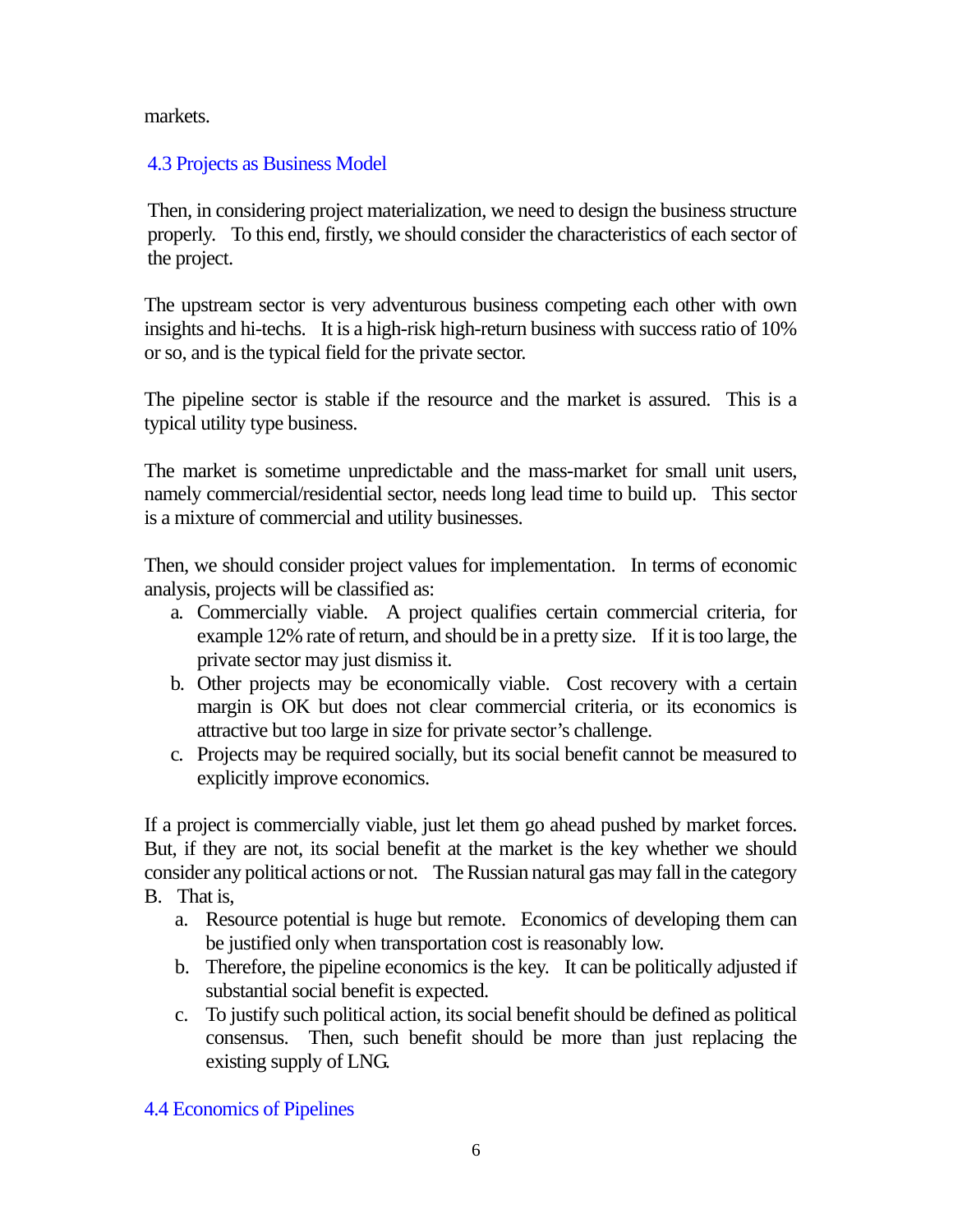markets.

## 4.3 Projects as Business Model

Then, in considering project materialization, we need to design the business structure properly. To this end, firstly, we should consider the characteristics of each sector of the project.

The upstream sector is very adventurous business competing each other with own insights and hi-techs. It is a high-risk high-return business with success ratio of 10% or so, and is the typical field for the private sector.

The pipeline sector is stable if the resource and the market is assured. This is a typical utility type business.

The market is sometime unpredictable and the mass-market for small unit users, namely commercial/residential sector, needs long lead time to build up. This sector is a mixture of commercial and utility businesses.

Then, we should consider project values for implementation. In terms of economic analysis, projects will be classified as:

a. Commercially viable. A project qualifies certain commercial criteria, for example 12% rate of return, and should be in a pretty size. If it is too large, the private sector may just dismiss it.
b. Other projects may be economically viable. Cost recovery with a certain margin is OK but does not clear commercial criteria, or its economics is attractive but too large in size for private sector's challenge.
c. Projects may be required socially, but its social benefit cannot be measured to explicitly improve economics.

If a project is commercially viable, just let them go ahead pushed by market forces. But, if they are not, its social benefit at the market is the key whether we should consider any political actions or not. The Russian natural gas may fall in the category B. That is,

a. Resource potential is huge but remote. Economics of developing them can be justified only when transportation cost is reasonably low.
b. Therefore, the pipeline economics is the key. It can be politically adjusted if substantial social benefit is expected.
c. To justify such political action, its social benefit should be defined as political consensus. Then, such benefit should be more than just replacing the existing supply of LNG.

## 4.4 Economics of Pipelines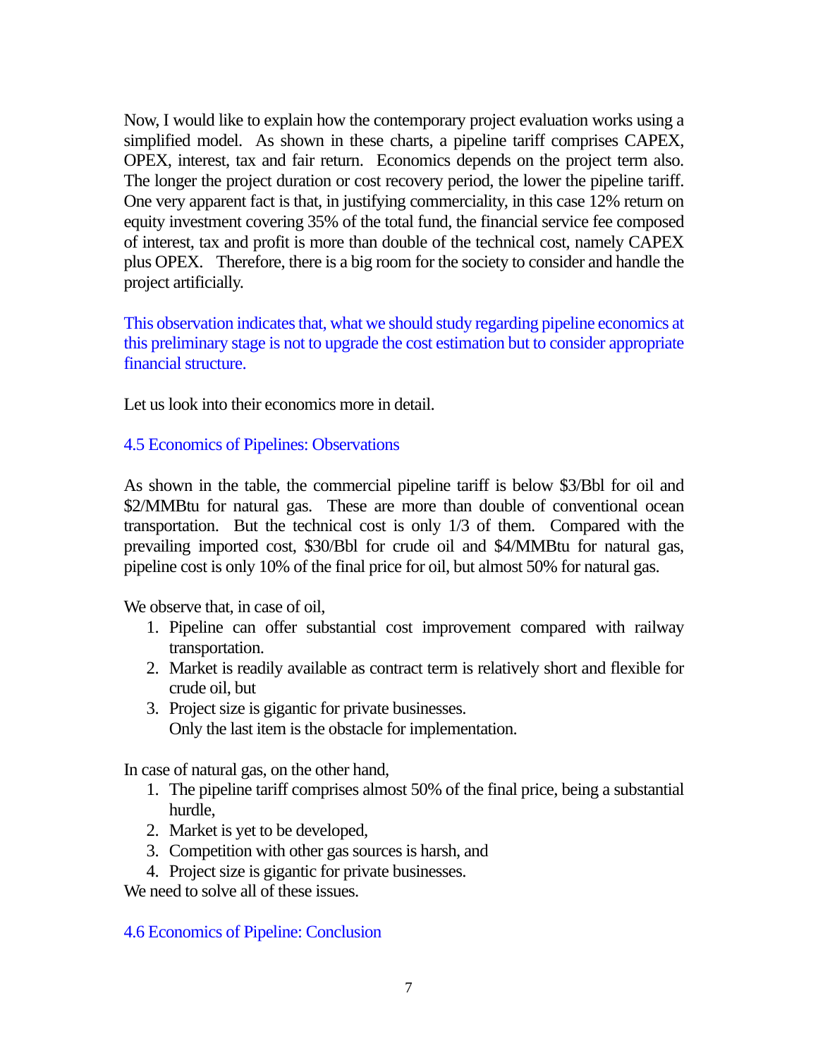Now, I would like to explain how the contemporary project evaluation works using a simplified model. As shown in these charts, a pipeline tariff comprises CAPEX, OPEX, interest, tax and fair return. Economics depends on the project term also. The longer the project duration or cost recovery period, the lower the pipeline tariff. One very apparent fact is that, in justifying commerciality, in this case 12% return on equity investment covering 35% of the total fund, the financial service fee composed of interest, tax and profit is more than double of the technical cost, namely CAPEX plus OPEX. Therefore, there is a big room for the society to consider and handle the project artificially.

This observation indicates that, what we should study regarding pipeline economics at this preliminary stage is not to upgrade the cost estimation but to consider appropriate financial structure.

Let us look into their economics more in detail.

### 4.5 Economics of Pipelines: Observations

As shown in the table, the commercial pipeline tariff is below \$3/Bbl for oil and \$2/MMBtu for natural gas. These are more than double of conventional ocean transportation. But the technical cost is only 1/3 of them. Compared with the prevailing imported cost, \$30/Bbl for crude oil and \$4/MMBtu for natural gas, pipeline cost is only 10% of the final price for oil, but almost 50% for natural gas.

We observe that, in case of oil,

1. Pipeline can offer substantial cost improvement compared with railway transportation.
2. Market is readily available as contract term is relatively short and flexible for crude oil, but
3. Project size is gigantic for private businesses.
   Only the last item is the obstacle for implementation.

In case of natural gas, on the other hand,

1. The pipeline tariff comprises almost 50% of the final price, being a substantial hurdle,
2. Market is yet to be developed,
3. Competition with other gas sources is harsh, and
4. Project size is gigantic for private businesses.

We need to solve all of these issues.

### 4.6 Economics of Pipeline: Conclusion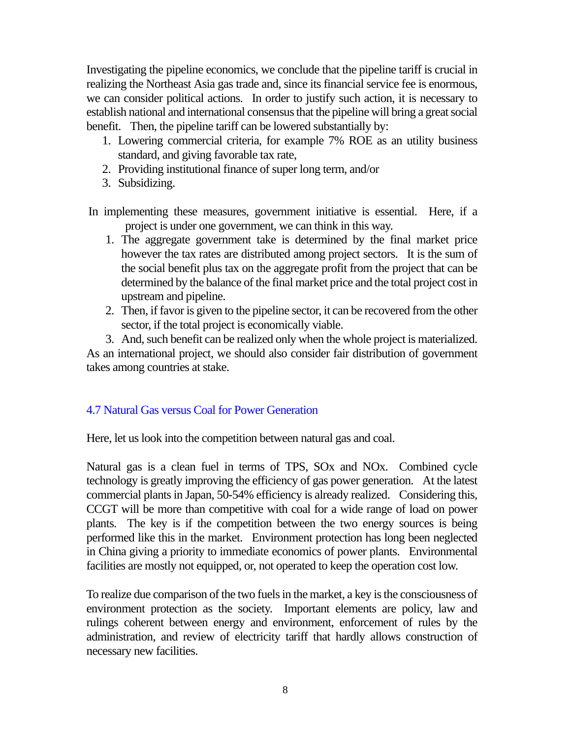Investigating the pipeline economics, we conclude that the pipeline tariff is crucial in realizing the Northeast Asia gas trade and, since its financial service fee is enormous, we can consider political actions. In order to justify such action, it is necessary to establish national and international consensus that the pipeline will bring a great social benefit. Then, the pipeline tariff can be lowered substantially by:

1. Lowering commercial criteria, for example 7% ROE as an utility business standard, and giving favorable tax rate,
2. Providing institutional finance of super long term, and/or
3. Subsidizing.

In implementing these measures, government initiative is essential. Here, if a project is under one government, we can think in this way.

1. The aggregate government take is determined by the final market price however the tax rates are distributed among project sectors. It is the sum of the social benefit plus tax on the aggregate profit from the project that can be determined by the balance of the final market price and the total project cost in upstream and pipeline.
2. Then, if favor is given to the pipeline sector, it can be recovered from the other sector, if the total project is economically viable.
3. And, such benefit can be realized only when the whole project is materialized.

As an international project, we should also consider fair distribution of government takes among countries at stake.

### 4.7 Natural Gas versus Coal for Power Generation

Here, let us look into the competition between natural gas and coal.

Natural gas is a clean fuel in terms of TPS, SOx and NOx. Combined cycle technology is greatly improving the efficiency of gas power generation. At the latest commercial plants in Japan, 50-54% efficiency is already realized. Considering this, CCGT will be more than competitive with coal for a wide range of load on power plants. The key is if the competition between the two energy sources is being performed like this in the market. Environment protection has long been neglected in China giving a priority to immediate economics of power plants. Environmental facilities are mostly not equipped, or, not operated to keep the operation cost low.

To realize due comparison of the two fuels in the market, a key is the consciousness of environment protection as the society. Important elements are policy, law and rulings coherent between energy and environment, enforcement of rules by the administration, and review of electricity tariff that hardly allows construction of necessary new facilities.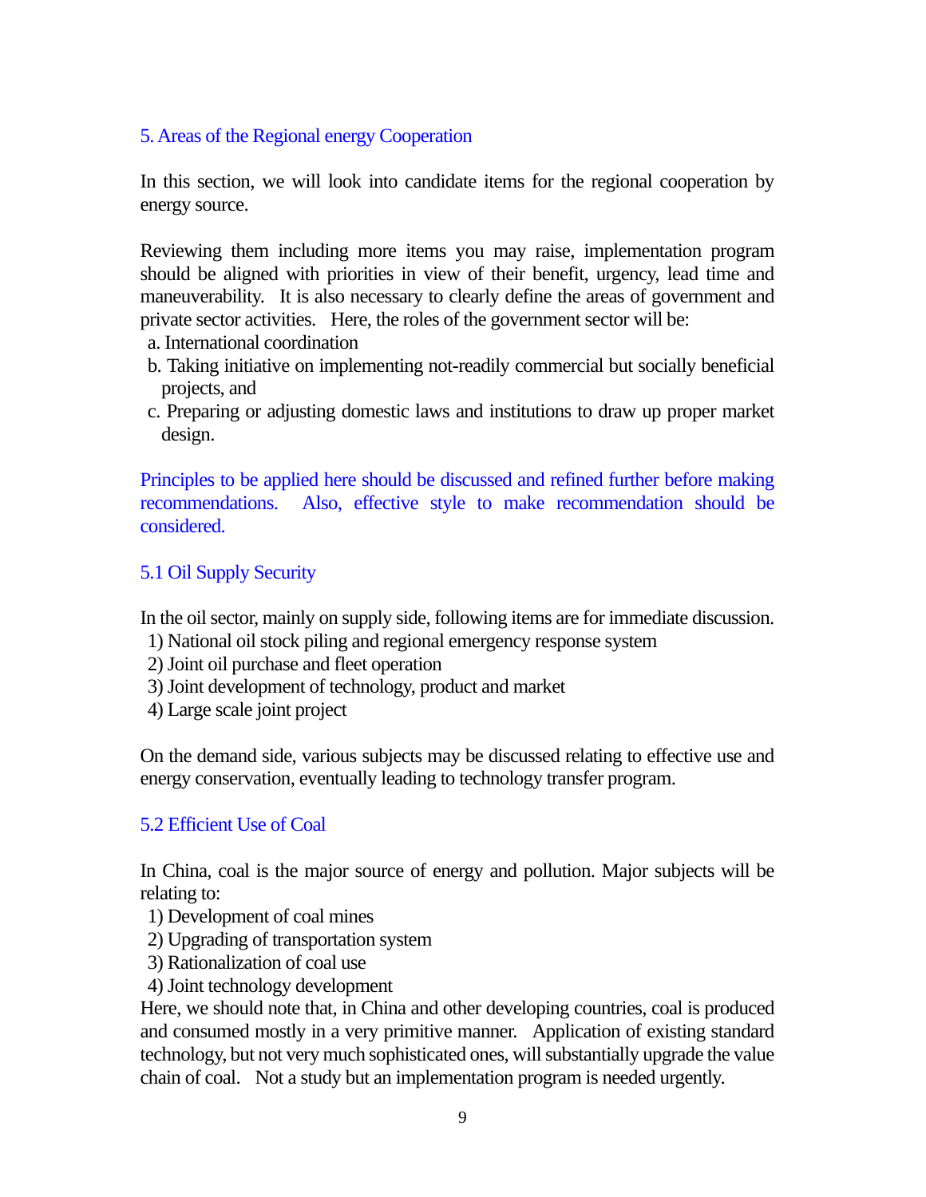## 5. Areas of the Regional energy Cooperation

In this section, we will look into candidate items for the regional cooperation by energy source.

Reviewing them including more items you may raise, implementation program should be aligned with priorities in view of their benefit, urgency, lead time and maneuverability. It is also necessary to clearly define the areas of government and private sector activities. Here, the roles of the government sector will be:

a. International coordination
b. Taking initiative on implementing not-readily commercial but socially beneficial projects, and
c. Preparing or adjusting domestic laws and institutions to draw up proper market design.

Principles to be applied here should be discussed and refined further before making recommendations. Also, effective style to make recommendation should be considered.

### 5.1 Oil Supply Security

In the oil sector, mainly on supply side, following items are for immediate discussion.

1) National oil stock piling and regional emergency response system
2) Joint oil purchase and fleet operation
3) Joint development of technology, product and market
4) Large scale joint project

On the demand side, various subjects may be discussed relating to effective use and energy conservation, eventually leading to technology transfer program.

### 5.2 Efficient Use of Coal

In China, coal is the major source of energy and pollution. Major subjects will be relating to:

1) Development of coal mines
2) Upgrading of transportation system
3) Rationalization of coal use
4) Joint technology development

Here, we should note that, in China and other developing countries, coal is produced and consumed mostly in a very primitive manner. Application of existing standard technology, but not very much sophisticated ones, will substantially upgrade the value chain of coal. Not a study but an implementation program is needed urgently.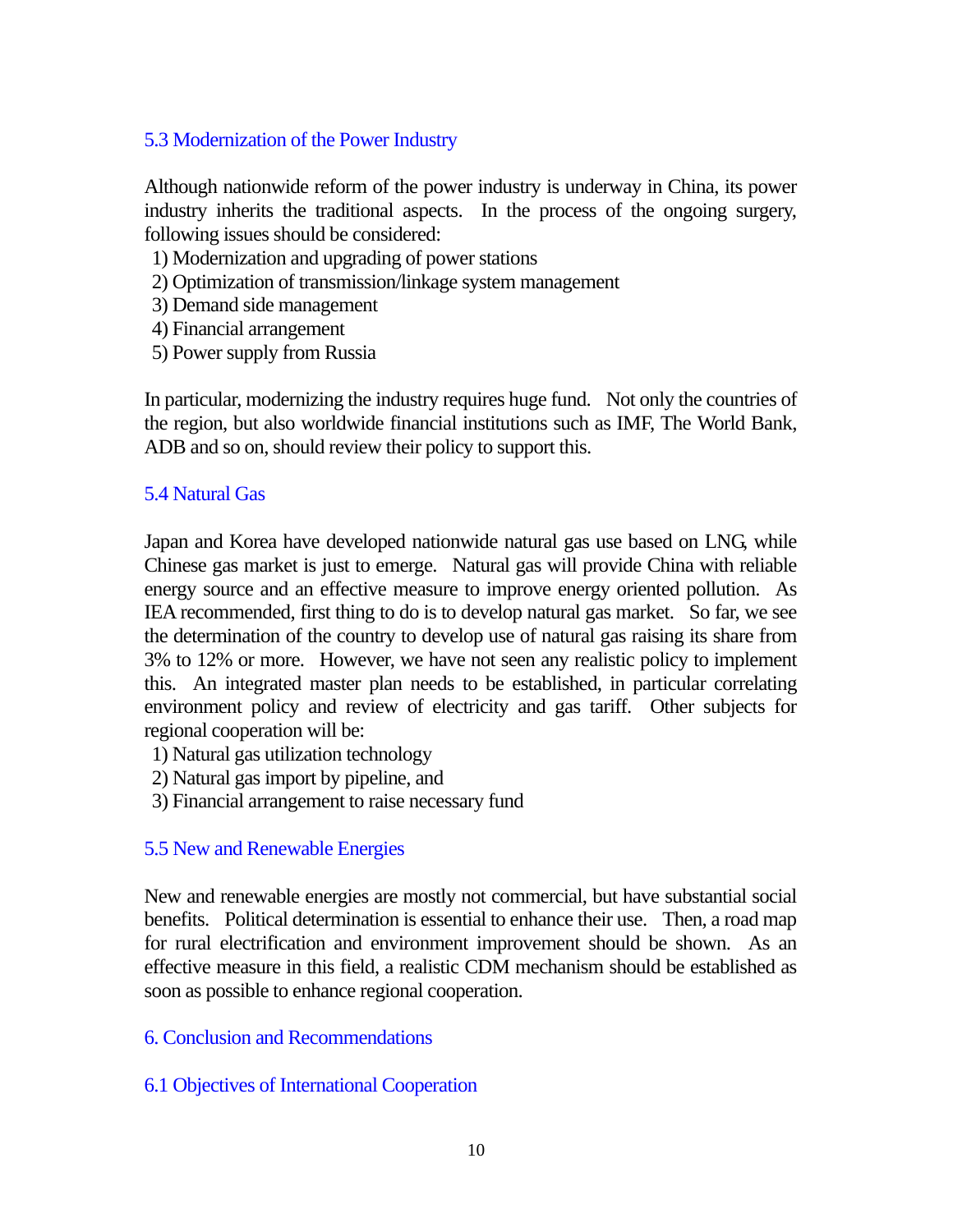### 5.3 Modernization of the Power Industry

Although nationwide reform of the power industry is underway in China, its power industry inherits the traditional aspects. In the process of the ongoing surgery, following issues should be considered:

1) Modernization and upgrading of power stations
2) Optimization of transmission/linkage system management
3) Demand side management
4) Financial arrangement
5) Power supply from Russia

In particular, modernizing the industry requires huge fund. Not only the countries of the region, but also worldwide financial institutions such as IMF, The World Bank, ADB and so on, should review their policy to support this.

### 5.4 Natural Gas

Japan and Korea have developed nationwide natural gas use based on LNG, while Chinese gas market is just to emerge. Natural gas will provide China with reliable energy source and an effective measure to improve energy oriented pollution. As IEA recommended, first thing to do is to develop natural gas market. So far, we see the determination of the country to develop use of natural gas raising its share from 3% to 12% or more. However, we have not seen any realistic policy to implement this. An integrated master plan needs to be established, in particular correlating environment policy and review of electricity and gas tariff. Other subjects for regional cooperation will be:

1) Natural gas utilization technology
2) Natural gas import by pipeline, and
3) Financial arrangement to raise necessary fund

### 5.5 New and Renewable Energies

New and renewable energies are mostly not commercial, but have substantial social benefits. Political determination is essential to enhance their use. Then, a road map for rural electrification and environment improvement should be shown. As an effective measure in this field, a realistic CDM mechanism should be established as soon as possible to enhance regional cooperation.

## 6. Conclusion and Recommendations

### 6.1 Objectives of International Cooperation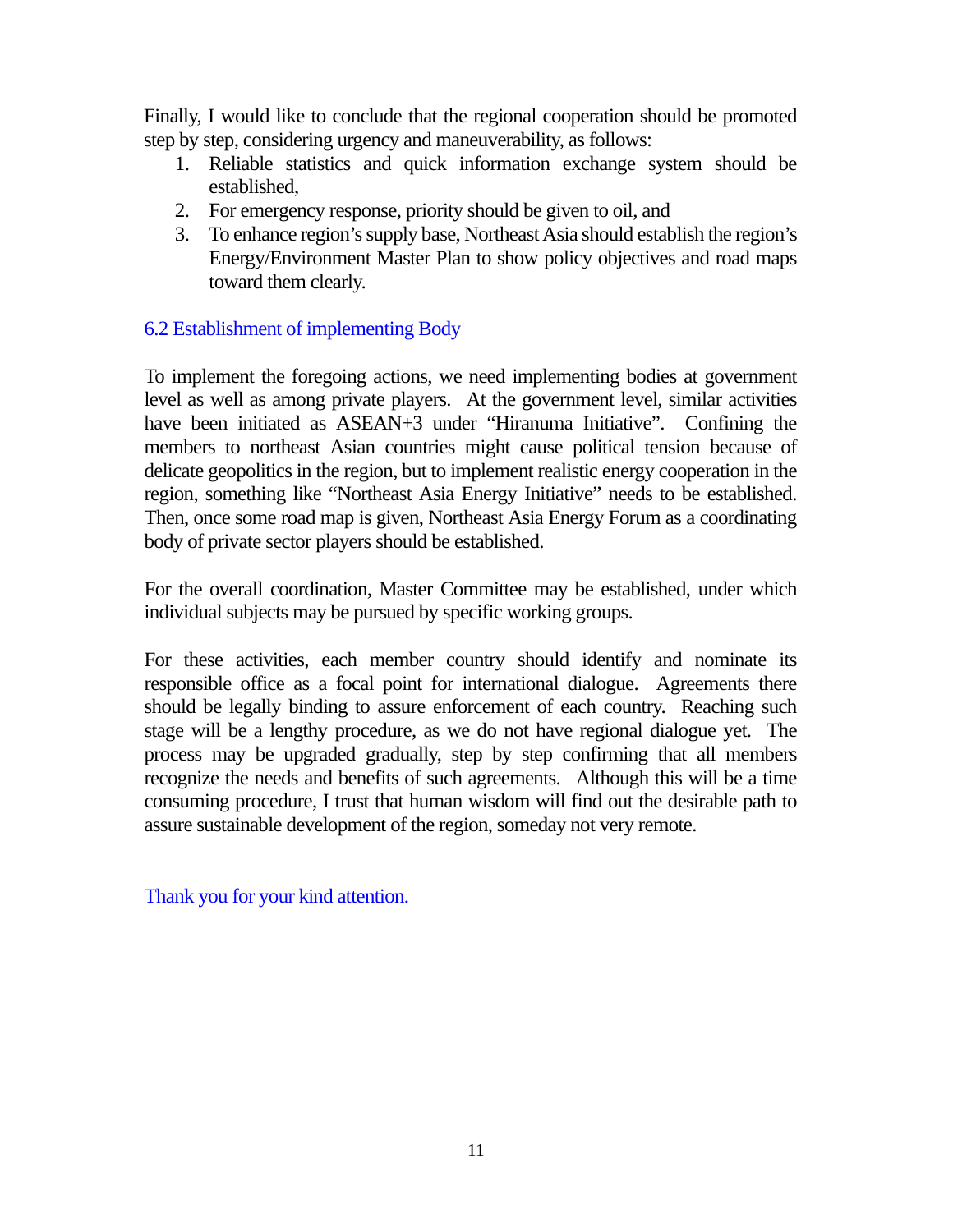Finally, I would like to conclude that the regional cooperation should be promoted step by step, considering urgency and maneuverability, as follows:

1. Reliable statistics and quick information exchange system should be established,
2. For emergency response, priority should be given to oil, and
3. To enhance region's supply base, Northeast Asia should establish the region's Energy/Environment Master Plan to show policy objectives and road maps toward them clearly.

## 6.2 Establishment of implementing Body

To implement the foregoing actions, we need implementing bodies at government level as well as among private players. At the government level, similar activities have been initiated as ASEAN+3 under "Hiranuma Initiative". Confining the members to northeast Asian countries might cause political tension because of delicate geopolitics in the region, but to implement realistic energy cooperation in the region, something like "Northeast Asia Energy Initiative" needs to be established. Then, once some road map is given, Northeast Asia Energy Forum as a coordinating body of private sector players should be established.

For the overall coordination, Master Committee may be established, under which individual subjects may be pursued by specific working groups.

For these activities, each member country should identify and nominate its responsible office as a focal point for international dialogue. Agreements there should be legally binding to assure enforcement of each country. Reaching such stage will be a lengthy procedure, as we do not have regional dialogue yet. The process may be upgraded gradually, step by step confirming that all members recognize the needs and benefits of such agreements. Although this will be a time consuming procedure, I trust that human wisdom will find out the desirable path to assure sustainable development of the region, someday not very remote.

Thank you for your kind attention.